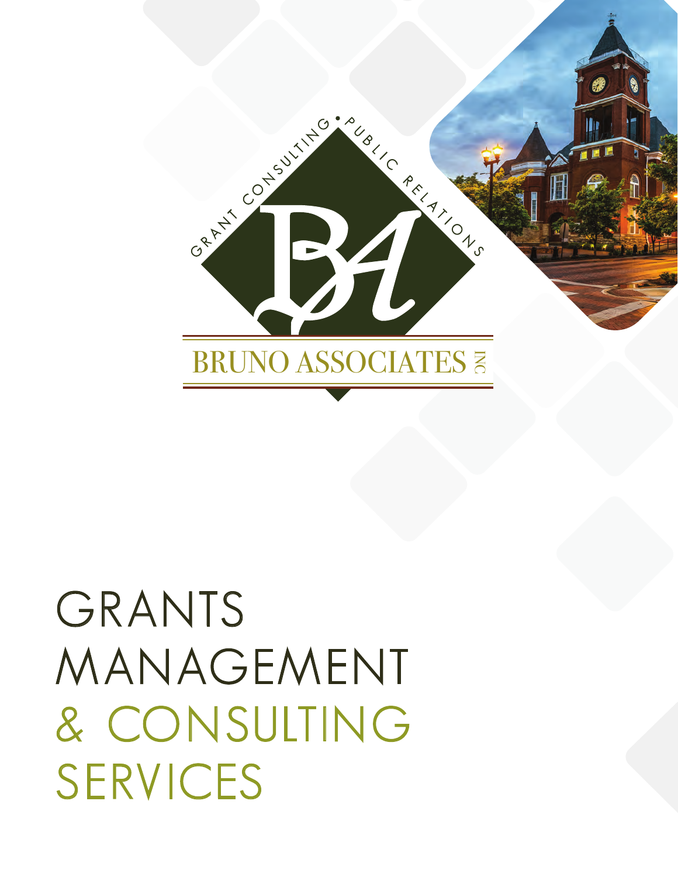GRANT CONSULTING • PUBLIC RELATIONS

BRUNO ASSOCIATES INC

# GRANTS MANAGEMENT & CONSULTING SERVICES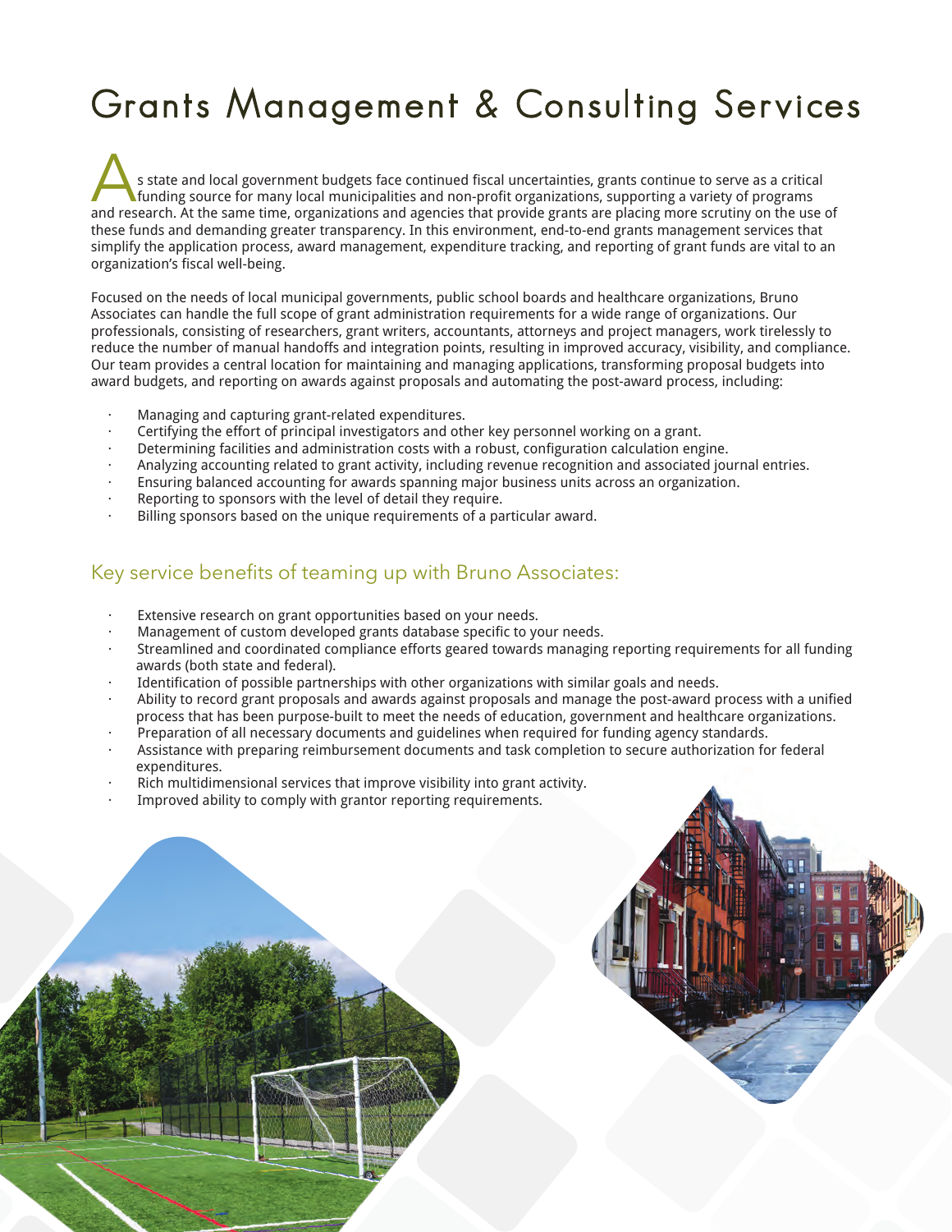# Grants Management & Consulting Services

As state and local government budgets face continued fiscal uncertainties, grants continue to serve as a critical funding source for many local municipalities and non-profit organizations, supporting a variety of programs and research. At the same time, organizations and agencies that provide grants are placing more scrutiny on the use of these funds and demanding greater transparency. In this environment, end-to-end grants management services that simplify the application process, award management, expenditure tracking, and reporting of grant funds are vital to an organization's fiscal well-being.

Focused on the needs of local municipal governments, public school boards and healthcare organizations, Bruno Associates can handle the full scope of grant administration requirements for a wide range of organizations. Our professionals, consisting of researchers, grant writers, accountants, attorneys and project managers, work tirelessly to reduce the number of manual handoffs and integration points, resulting in improved accuracy, visibility, and compliance. Our team provides a central location for maintaining and managing applications, transforming proposal budgets into award budgets, and reporting on awards against proposals and automating the post-award process, including:

- Managing and capturing grant-related expenditures.
- Certifying the effort of principal investigators and other key personnel working on a grant.
- Determining facilities and administration costs with a robust, configuration calculation engine.
- Analyzing accounting related to grant activity, including revenue recognition and associated journal entries.
- Ensuring balanced accounting for awards spanning major business units across an organization.
- Reporting to sponsors with the level of detail they require.
- Billing sponsors based on the unique requirements of a particular award.

## Key service benefits of teaming up with Bruno Associates:

- Extensive research on grant opportunities based on your needs.
- Management of custom developed grants database specific to your needs.
- Streamlined and coordinated compliance efforts geared towards managing reporting requirements for all funding awards (both state and federal).
- Identification of possible partnerships with other organizations with similar goals and needs.
- Ability to record grant proposals and awards against proposals and manage the post-award process with a unified process that has been purpose-built to meet the needs of education, government and healthcare organizations.
- Preparation of all necessary documents and guidelines when required for funding agency standards.
- Assistance with preparing reimbursement documents and task completion to secure authorization for federal expenditures.
- Rich multidimensional services that improve visibility into grant activity.
- Improved ability to comply with grantor reporting requirements.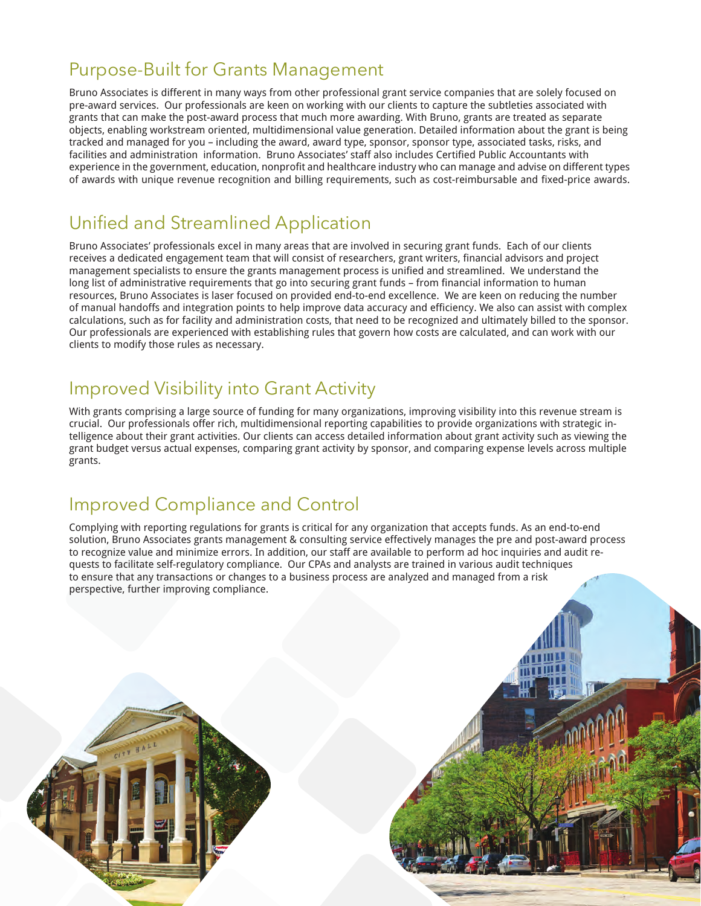## Purpose-Built for Grants Management

Bruno Associates is different in many ways from other professional grant service companies that are solely focused on pre-award services. Our professionals are keen on working with our clients to capture the subtleties associated with grants that can make the post-award process that much more awarding. With Bruno, grants are treated as separate objects, enabling workstream oriented, multidimensional value generation. Detailed information about the grant is being tracked and managed for you – including the award, award type, sponsor, sponsor type, associated tasks, risks, and facilities and administration information. Bruno Associates' staff also includes Certified Public Accountants with experience in the government, education, nonprofit and healthcare industry who can manage and advise on different types of awards with unique revenue recognition and billing requirements, such as cost-reimbursable and fixed-price awards.

## Unified and Streamlined Application

Bruno Associates' professionals excel in many areas that are involved in securing grant funds. Each of our clients receives a dedicated engagement team that will consist of researchers, grant writers, financial advisors and project management specialists to ensure the grants management process is unified and streamlined. We understand the long list of administrative requirements that go into securing grant funds – from financial information to human resources, Bruno Associates is laser focused on provided end-to-end excellence. We are keen on reducing the number of manual handoffs and integration points to help improve data accuracy and efficiency. We also can assist with complex calculations, such as for facility and administration costs, that need to be recognized and ultimately billed to the sponsor. Our professionals are experienced with establishing rules that govern how costs are calculated, and can work with our clients to modify those rules as necessary.

## Improved Visibility into Grant Activity

With grants comprising a large source of funding for many organizations, improving visibility into this revenue stream is crucial. Our professionals offer rich, multidimensional reporting capabilities to provide organizations with strategic intelligence about their grant activities. Our clients can access detailed information about grant activity such as viewing the grant budget versus actual expenses, comparing grant activity by sponsor, and comparing expense levels across multiple grants.

## Improved Compliance and Control

Complying with reporting regulations for grants is critical for any organization that accepts funds. As an end-to-end solution, Bruno Associates grants management & consulting service effectively manages the pre and post-award process to recognize value and minimize errors. In addition, our staff are available to perform ad hoc inquiries and audit requests to facilitate self-regulatory compliance. Our CPAs and analysts are trained in various audit techniques to ensure that any transactions or changes to a business process are analyzed and managed from a risk perspective, further improving compliance.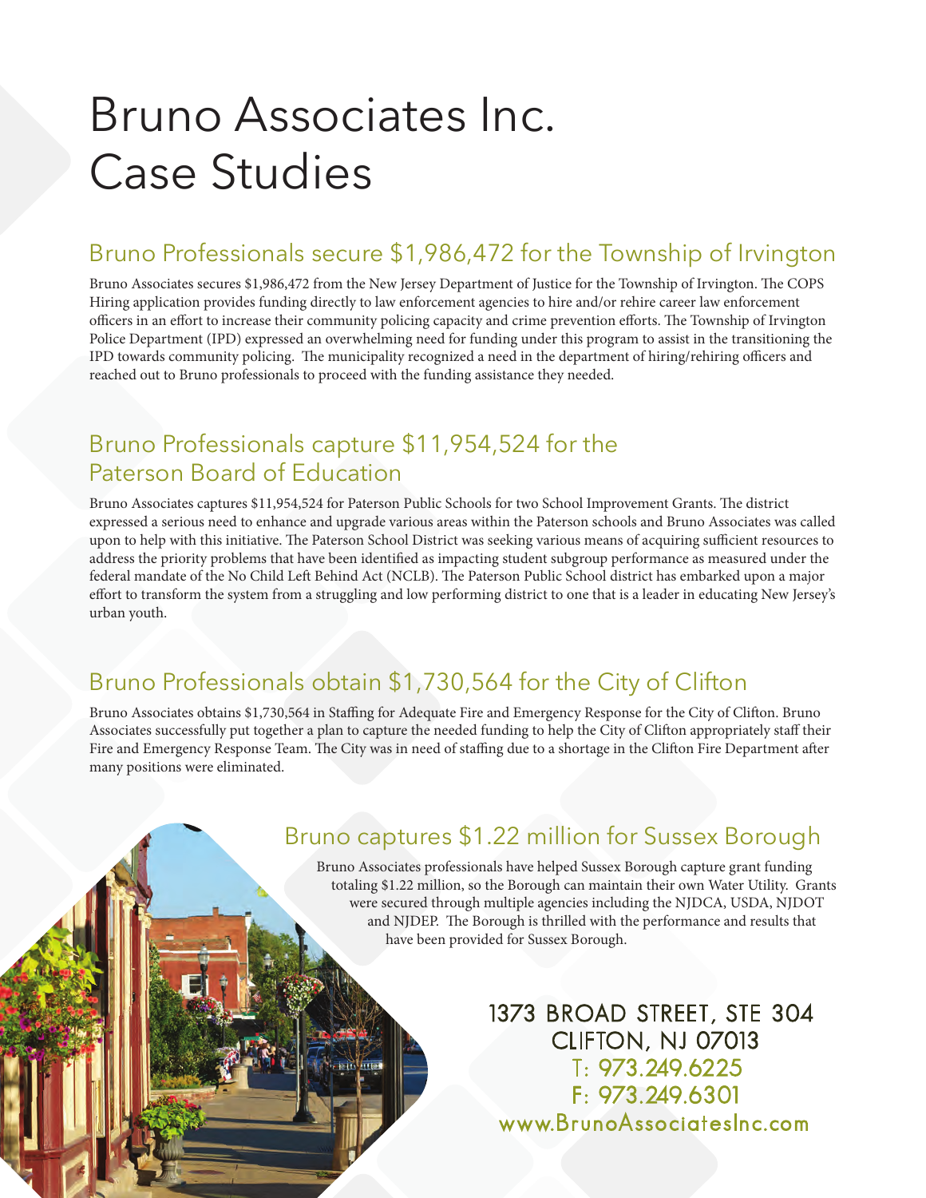# Bruno Associates Inc. Case Studies

## Bruno Professionals secure $1,986,472 for the Township of Irvington

Bruno Associates secures $1,986,472 from the New Jersey Department of Justice for the Township of Irvington. The COPS Hiring application provides funding directly to law enforcement agencies to hire and/or rehire career law enforcement officers in an effort to increase their community policing capacity and crime prevention efforts. The Township of Irvington Police Department (IPD) expressed an overwhelming need for funding under this program to assist in the transitioning the IPD towards community policing. The municipality recognized a need in the department of hiring/rehiring officers and reached out to Bruno professionals to proceed with the funding assistance they needed.

## Bruno Professionals capture $11,954,524 for the Paterson Board of Education

Bruno Associates captures $11,954,524 for Paterson Public Schools for two School Improvement Grants. The district expressed a serious need to enhance and upgrade various areas within the Paterson schools and Bruno Associates was called upon to help with this initiative. The Paterson School District was seeking various means of acquiring sufficient resources to address the priority problems that have been identified as impacting student subgroup performance as measured under the federal mandate of the No Child Left Behind Act (NCLB). The Paterson Public School district has embarked upon a major effort to transform the system from a struggling and low performing district to one that is a leader in educating New Jersey's urban youth.

## Bruno Professionals obtain $1,730,564 for the City of Clifton

Bruno Associates obtains $1,730,564 in Staffing for Adequate Fire and Emergency Response for the City of Clifton. Bruno Associates successfully put together a plan to capture the needed funding to help the City of Clifton appropriately staff their Fire and Emergency Response Team. The City was in need of staffing due to a shortage in the Clifton Fire Department after many positions were eliminated.

## Bruno captures $1.22 million for Sussex Borough

Bruno Associates professionals have helped Sussex Borough capture grant funding totaling $1.22 million, so the Borough can maintain their own Water Utility. Grants were secured through multiple agencies including the NJDCA, USDA, NJDOT and NJDEP. The Borough is thrilled with the performance and results that have been provided for Sussex Borough.

1373 BROAD STREET, STE 304
CLIFTON, NJ 07013
T: 973.249.6225
F: 973.249.6301
www.BrunoAssociatesInc.com